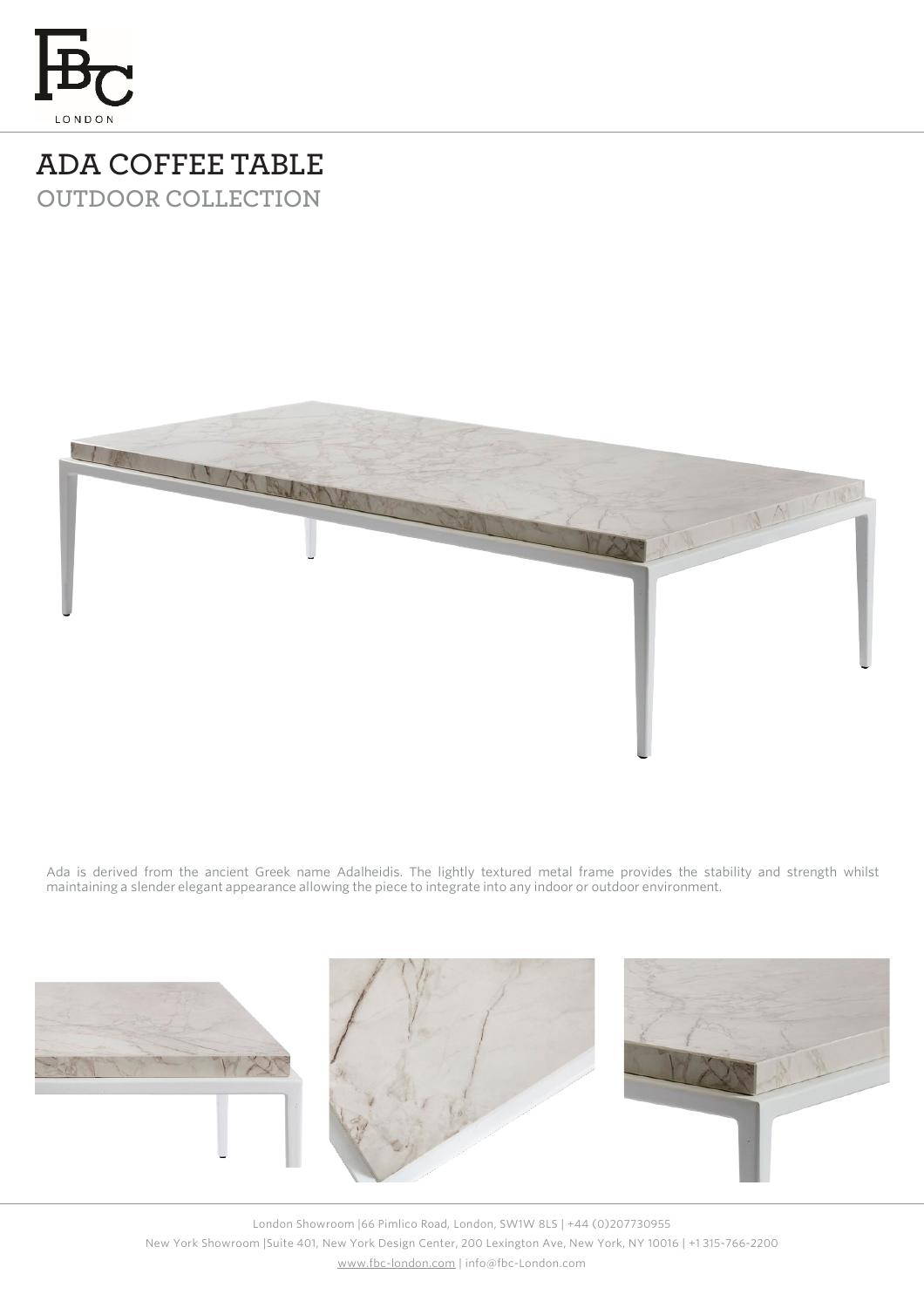# ADA COFFEE TABLE

## OUTDOOR COLLECTION

Ada is derived from the ancient Greek name Adalheidis. The lightly textured metal frame provides the stability and strength whilst maintaining a slender elegant appearance allowing the piece to integrate into any indoor or outdoor environment.

London Showroom |66 Pimlico Road, London, SW1W 8LS | +44 (0)207730955

New York Showroom |Suite 401, New York Design Center, 200 Lexington Ave, New York, NY 10016 | +1 315-766-2200

www.fbc-london.com | info@fbc-London.com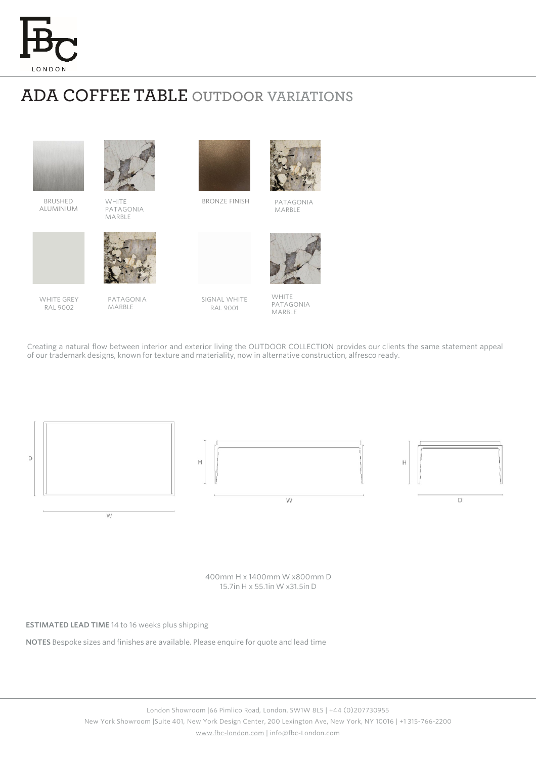# ADA COFFEE TABLE OUTDOOR VARIATIONS

BRUSHED ALUMINIUM

WHITE PATAGONIA MARBLE

BRONZE FINISH

PATAGONIA MARBLE

WHITE GREY RAL 9002

PATAGONIA MARBLE

SIGNAL WHITE RAL 9001

WHITE PATAGONIA MARBLE

Creating a natural flow between interior and exterior living the OUTDOOR COLLECTION provides our clients the same statement appeal of our trademark designs, known for texture and materiality, now in alternative construction, alfresco ready.

D

W

H

W

H

D

400mm H x 1400mm W x800mm D
15.7in H x 55.1in W x31.5in D

**ESTIMATED LEAD TIME** 14 to 16 weeks plus shipping

**NOTES** Bespoke sizes and finishes are available. Please enquire for quote and lead time

London Showroom |66 Pimlico Road, London, SW1W 8LS | +44 (0)207730955
New York Showroom |Suite 401, New York Design Center, 200 Lexington Ave, New York, NY 10016 | +1 315-766-2200
www.fbc-london.com | info@fbc-London.com